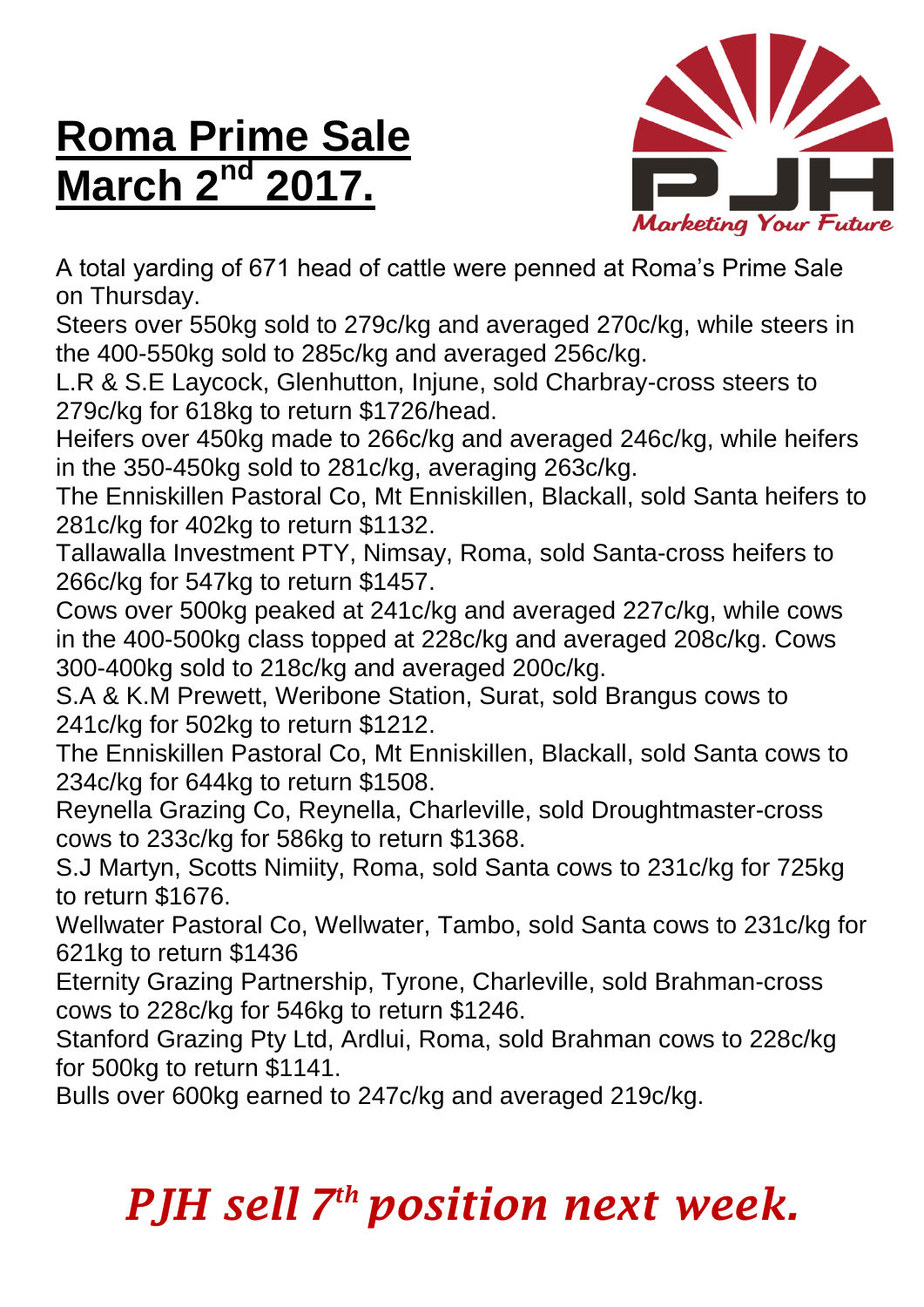# Roma Prime Sale March 2nd 2017.

Marketing Your Future

A total yarding of 671 head of cattle were penned at Roma's Prime Sale on Thursday.

Steers over 550kg sold to 279c/kg and averaged 270c/kg, while steers in the 400-550kg sold to 285c/kg and averaged 256c/kg.

L.R & S.E Laycock, Glenhutton, Injune, sold Charbray-cross steers to 279c/kg for 618kg to return $1726/head.

Heifers over 450kg made to 266c/kg and averaged 246c/kg, while heifers in the 350-450kg sold to 281c/kg, averaging 263c/kg.

The Enniskillen Pastoral Co, Mt Enniskillen, Blackall, sold Santa heifers to 281c/kg for 402kg to return $1132.

Tallawalla Investment PTY, Nimsay, Roma, sold Santa-cross heifers to 266c/kg for 547kg to return $1457.

Cows over 500kg peaked at 241c/kg and averaged 227c/kg, while cows in the 400-500kg class topped at 228c/kg and averaged 208c/kg. Cows 300-400kg sold to 218c/kg and averaged 200c/kg.

S.A & K.M Prewett, Weribone Station, Surat, sold Brangus cows to 241c/kg for 502kg to return $1212.

The Enniskillen Pastoral Co, Mt Enniskillen, Blackall, sold Santa cows to 234c/kg for 644kg to return $1508.

Reynella Grazing Co, Reynella, Charleville, sold Droughtmaster-cross cows to 233c/kg for 586kg to return $1368.

S.J Martyn, Scotts Nimiity, Roma, sold Santa cows to 231c/kg for 725kg to return $1676.

Wellwater Pastoral Co, Wellwater, Tambo, sold Santa cows to 231c/kg for 621kg to return $1436

Eternity Grazing Partnership, Tyrone, Charleville, sold Brahman-cross cows to 228c/kg for 546kg to return $1246.

Stanford Grazing Pty Ltd, Ardlui, Roma, sold Brahman cows to 228c/kg for 500kg to return $1141.

Bulls over 600kg earned to 247c/kg and averaged 219c/kg.

***PJH sell 7th position next week.***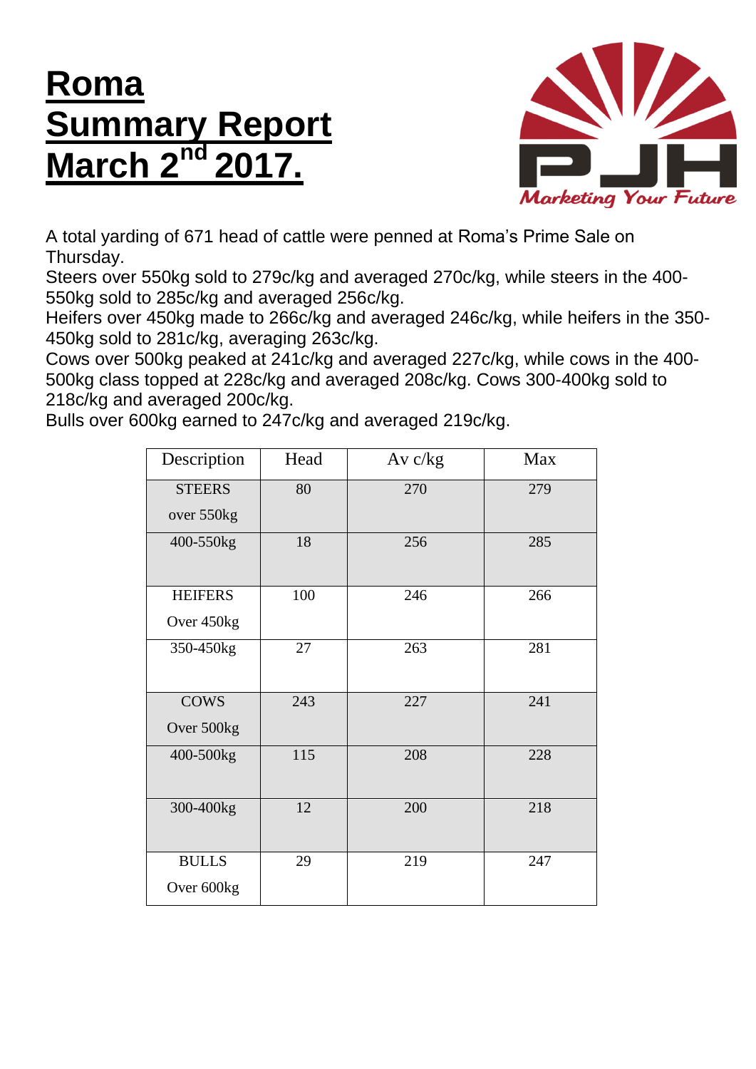# Roma Summary Report March 2nd 2017.

PJH
*Marketing Your Future*

A total yarding of 671 head of cattle were penned at Roma's Prime Sale on Thursday.

Steers over 550kg sold to 279c/kg and averaged 270c/kg, while steers in the 400-550kg sold to 285c/kg and averaged 256c/kg.

Heifers over 450kg made to 266c/kg and averaged 246c/kg, while heifers in the 350-450kg sold to 281c/kg, averaging 263c/kg.

Cows over 500kg peaked at 241c/kg and averaged 227c/kg, while cows in the 400-500kg class topped at 228c/kg and averaged 208c/kg. Cows 300-400kg sold to 218c/kg and averaged 200c/kg.

Bulls over 600kg earned to 247c/kg and averaged 219c/kg.

| Description | Head | Av c/kg | Max |
|---|---|---|---|
| STEERS over 550kg | 80 | 270 | 279 |
| 400-550kg | 18 | 256 | 285 |
| HEIFERS Over 450kg | 100 | 246 | 266 |
| 350-450kg | 27 | 263 | 281 |
| COWS Over 500kg | 243 | 227 | 241 |
| 400-500kg | 115 | 208 | 228 |
| 300-400kg | 12 | 200 | 218 |
| BULLS Over 600kg | 29 | 219 | 247 |